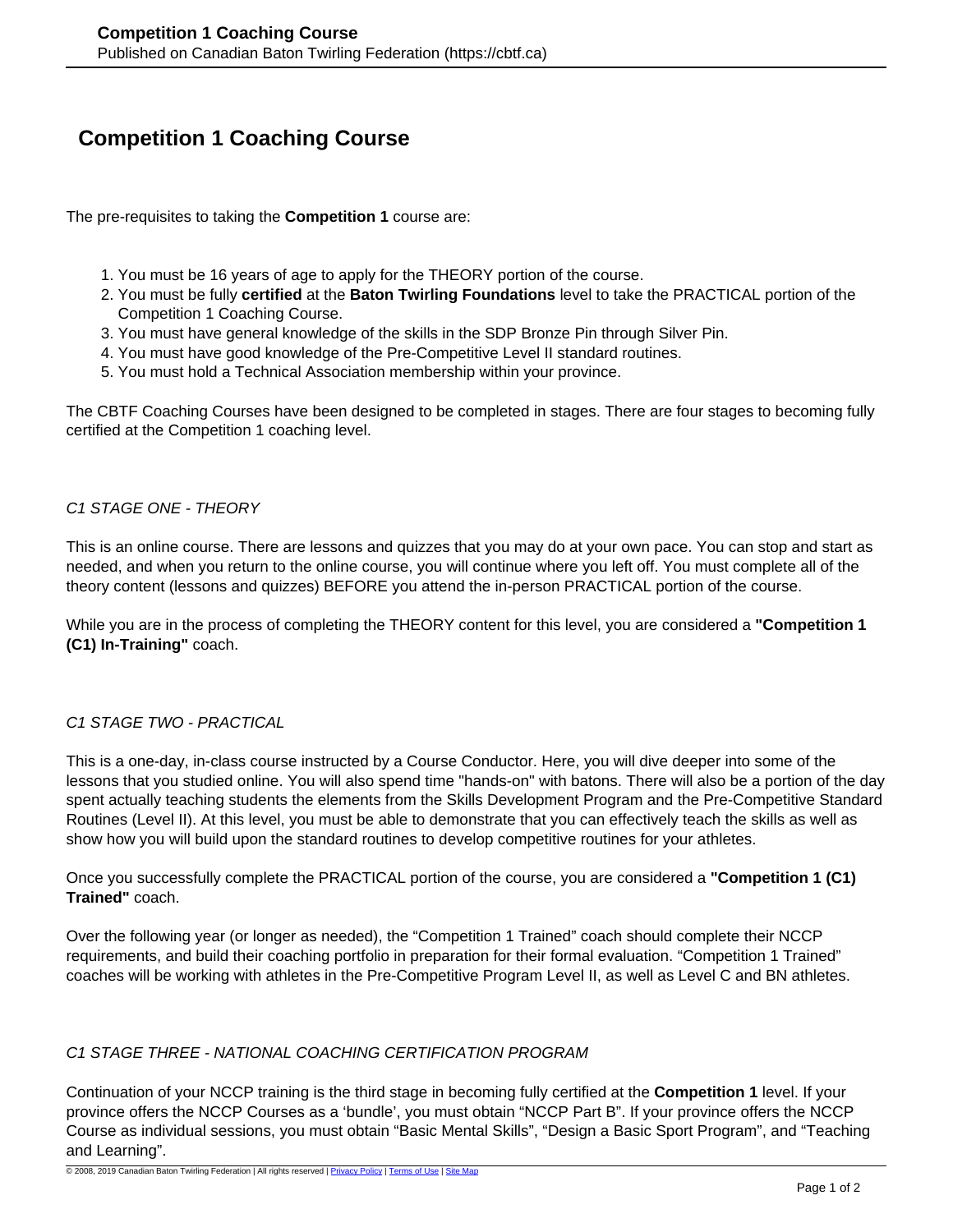# Competition 1 Coaching Course

The pre-requisites to taking the **Competition 1** course are:

1. You must be 16 years of age to apply for the THEORY portion of the course.
2. You must be fully **certified** at the **Baton Twirling Foundations** level to take the PRACTICAL portion of the Competition 1 Coaching Course.
3. You must have general knowledge of the skills in the SDP Bronze Pin through Silver Pin.
4. You must have good knowledge of the Pre-Competitive Level II standard routines.
5. You must hold a Technical Association membership within your province.

The CBTF Coaching Courses have been designed to be completed in stages. There are four stages to becoming fully certified at the Competition 1 coaching level.

*C1 STAGE ONE - THEORY*

This is an online course. There are lessons and quizzes that you may do at your own pace. You can stop and start as needed, and when you return to the online course, you will continue where you left off. You must complete all of the theory content (lessons and quizzes) BEFORE you attend the in-person PRACTICAL portion of the course.

While you are in the process of completing the THEORY content for this level, you are considered a **"Competition 1 (C1) In-Training"** coach.

*C1 STAGE TWO - PRACTICAL*

This is a one-day, in-class course instructed by a Course Conductor. Here, you will dive deeper into some of the lessons that you studied online. You will also spend time "hands-on" with batons. There will also be a portion of the day spent actually teaching students the elements from the Skills Development Program and the Pre-Competitive Standard Routines (Level II). At this level, you must be able to demonstrate that you can effectively teach the skills as well as show how you will build upon the standard routines to develop competitive routines for your athletes.

Once you successfully complete the PRACTICAL portion of the course, you are considered a **"Competition 1 (C1) Trained"** coach.

Over the following year (or longer as needed), the “Competition 1 Trained” coach should complete their NCCP requirements, and build their coaching portfolio in preparation for their formal evaluation. “Competition 1 Trained” coaches will be working with athletes in the Pre-Competitive Program Level II, as well as Level C and BN athletes.

*C1 STAGE THREE - NATIONAL COACHING CERTIFICATION PROGRAM*

Continuation of your NCCP training is the third stage in becoming fully certified at the **Competition 1** level. If your province offers the NCCP Courses as a ‘bundle’, you must obtain “NCCP Part B”. If your province offers the NCCP Course as individual sessions, you must obtain “Basic Mental Skills”, “Design a Basic Sport Program”, and “Teaching and Learning”.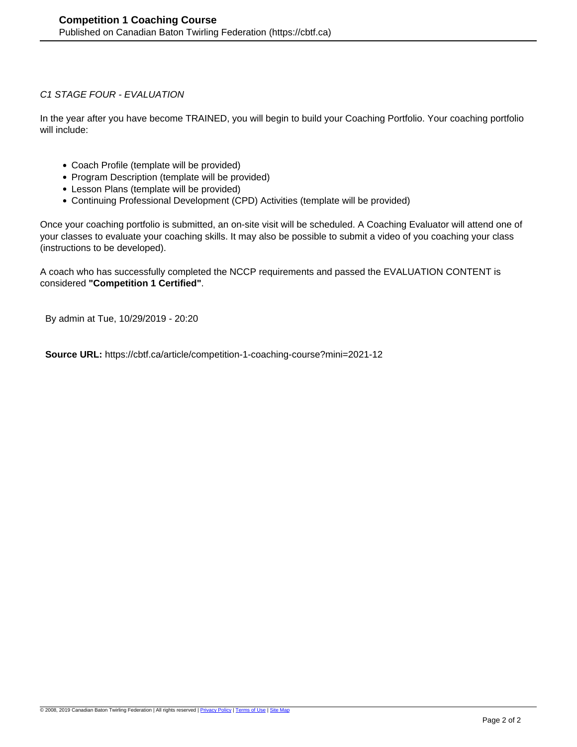*C1 STAGE FOUR - EVALUATION*

In the year after you have become TRAINED, you will begin to build your Coaching Portfolio. Your coaching portfolio will include:

- Coach Profile (template will be provided)
- Program Description (template will be provided)
- Lesson Plans (template will be provided)
- Continuing Professional Development (CPD) Activities (template will be provided)

Once your coaching portfolio is submitted, an on-site visit will be scheduled. A Coaching Evaluator will attend one of your classes to evaluate your coaching skills. It may also be possible to submit a video of you coaching your class (instructions to be developed).

A coach who has successfully completed the NCCP requirements and passed the EVALUATION CONTENT is considered **"Competition 1 Certified"**.

By admin at Tue, 10/29/2019 - 20:20

**Source URL:** https://cbtf.ca/article/competition-1-coaching-course?mini=2021-12